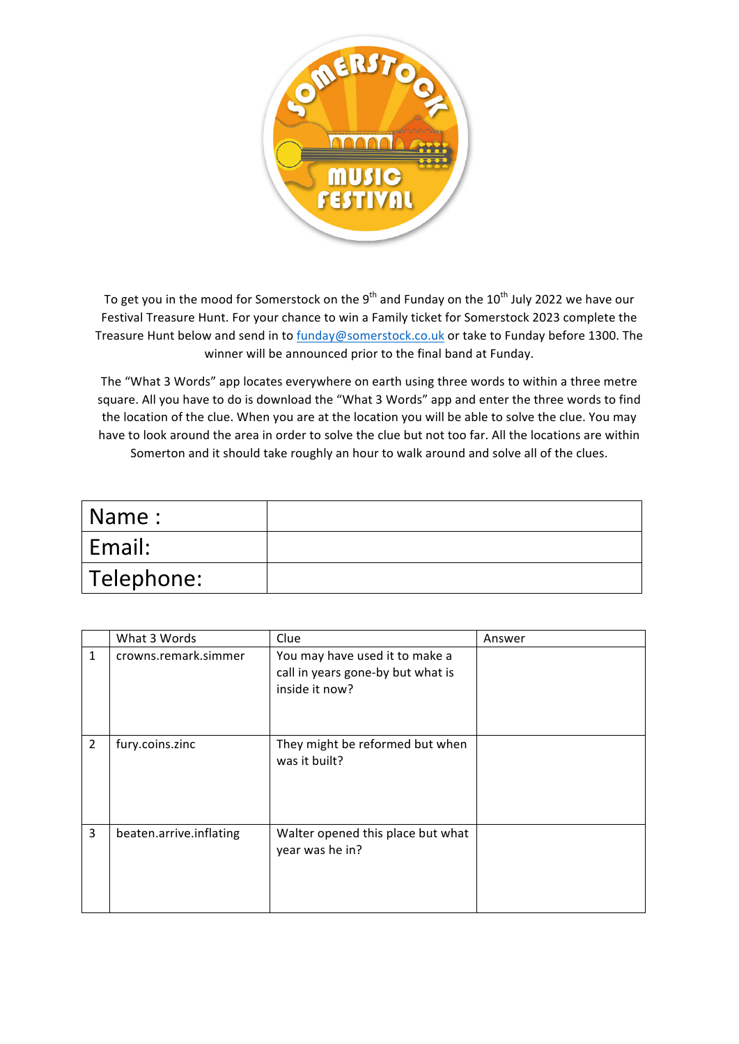To get you in the mood for Somerstock on the 9th and Funday on the 10th July 2022 we have our Festival Treasure Hunt. For your chance to win a Family ticket for Somerstock 2023 complete the Treasure Hunt below and send in to [funday@somerstock.co.uk](mailto:funday@somerstock.co.uk) or take to Funday before 1300. The winner will be announced prior to the final band at Funday.

The "What 3 Words" app locates everywhere on earth using three words to within a three metre square. All you have to do is download the "What 3 Words" app and enter the three words to find the location of the clue. When you are at the location you will be able to solve the clue. You may have to look around the area in order to solve the clue but not too far. All the locations are within Somerton and it should take roughly an hour to walk around and solve all of the clues.

| Name : | |
|---|---|
| Email: | |
| Telephone: | |

| | What 3 Words | Clue | Answer |
|---|---|---|---|
| 1 | crowns.remark.simmer | You may have used it to make a call in years gone-by but what is inside it now? | |
| 2 | fury.coins.zinc | They might be reformed but when was it built? | |
| 3 | beaten.arrive.inflating | Walter opened this place but what year was he in? | |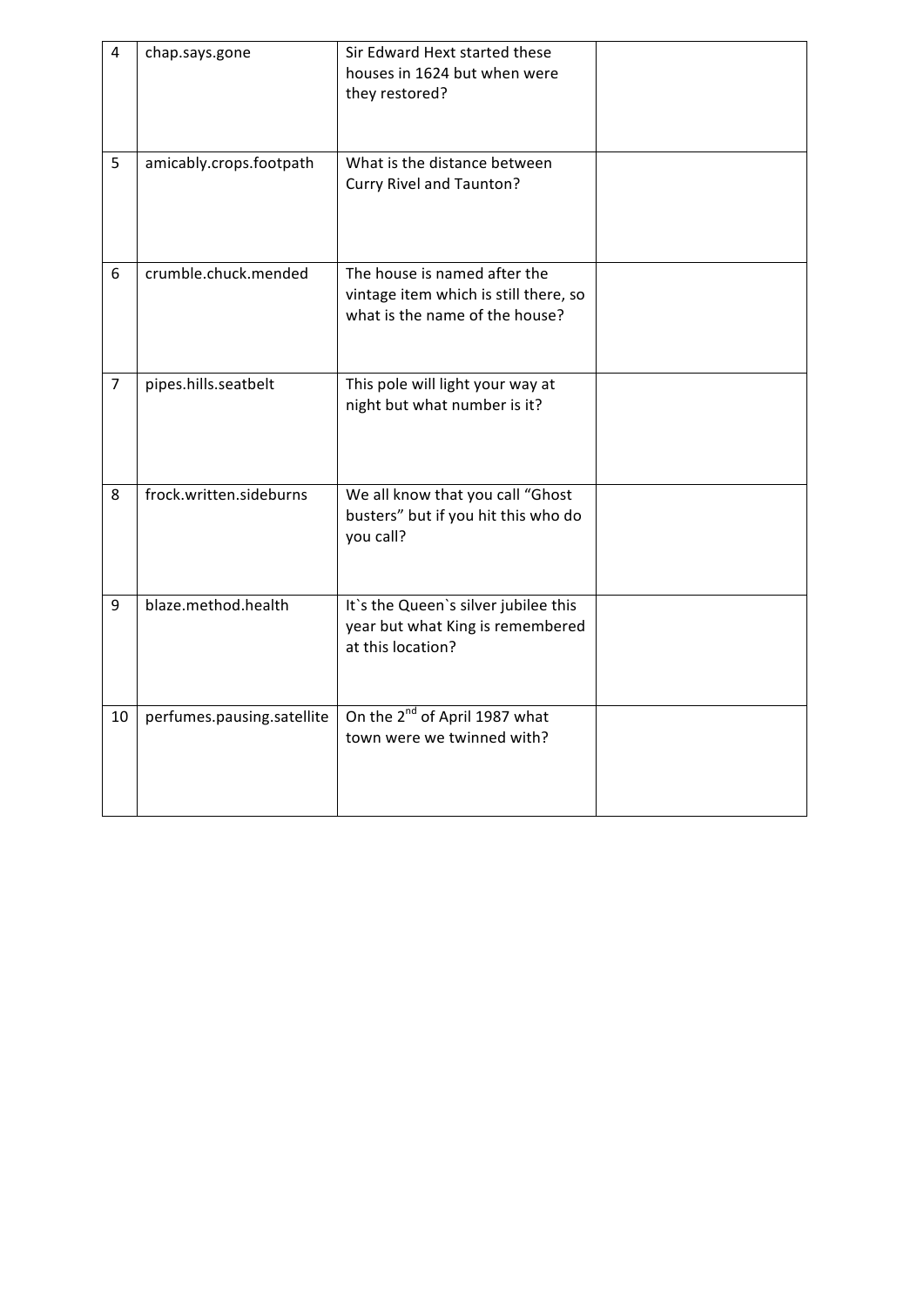| | | | |
|---|---|---|---|
| 4 | chap.says.gone | Sir Edward Hext started these houses in 1624 but when were they restored? | |
| 5 | amicably.crops.footpath | What is the distance between Curry Rivel and Taunton? | |
| 6 | crumble.chuck.mended | The house is named after the vintage item which is still there, so what is the name of the house? | |
| 7 | pipes.hills.seatbelt | This pole will light your way at night but what number is it? | |
| 8 | frock.written.sideburns | We all know that you call "Ghost busters" but if you hit this who do you call? | |
| 9 | blaze.method.health | It`s the Queen`s silver jubilee this year but what King is remembered at this location? | |
| 10 | perfumes.pausing.satellite | On the 2nd of April 1987 what town were we twinned with? | |